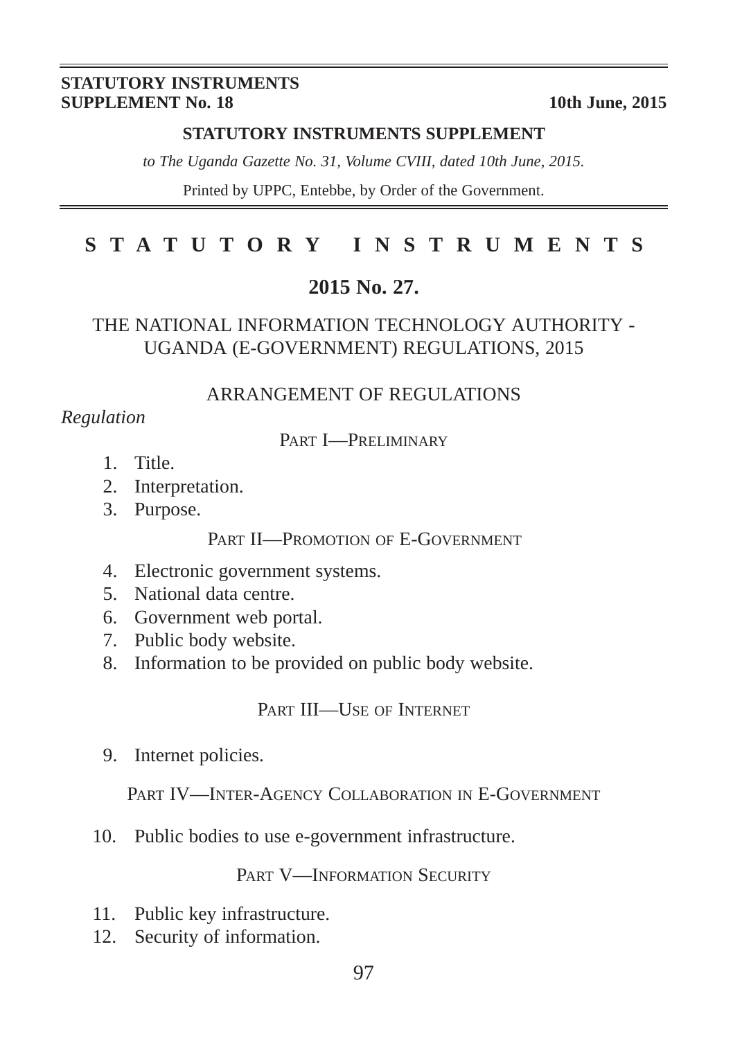**STATUTORY INSTRUMENTS SUPPLEMENT No. 18** — **10th June, 2015**

**STATUTORY INSTRUMENTS SUPPLEMENT**

*to The Uganda Gazette No. 31, Volume CVIII, dated 10th June, 2015.*

Printed by UPPC, Entebbe, by Order of the Government.

# STATUTORY INSTRUMENTS

## 2015 No. 27.

## THE NATIONAL INFORMATION TECHNOLOGY AUTHORITY - UGANDA (E-GOVERNMENT) REGULATIONS, 2015

### ARRANGEMENT OF REGULATIONS

*Regulation*

PART I—PRELIMINARY

1. Title.
2. Interpretation.
3. Purpose.

PART II—PROMOTION OF E-GOVERNMENT

4. Electronic government systems.
5. National data centre.
6. Government web portal.
7. Public body website.
8. Information to be provided on public body website.

PART III—USE OF INTERNET

9. Internet policies.

PART IV—INTER-AGENCY COLLABORATION IN E-GOVERNMENT

10. Public bodies to use e-government infrastructure.

PART V—INFORMATION SECURITY

11. Public key infrastructure.
12. Security of information.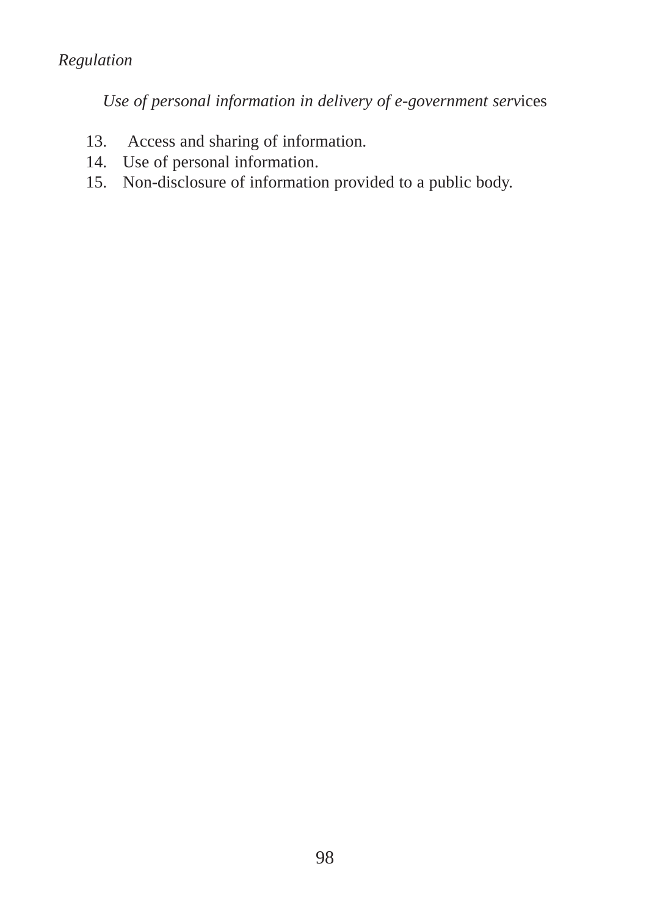*Regulation*

*Use of personal information in delivery of e-government serv*ices

13. Access and sharing of information.
14. Use of personal information.
15. Non-disclosure of information provided to a public body.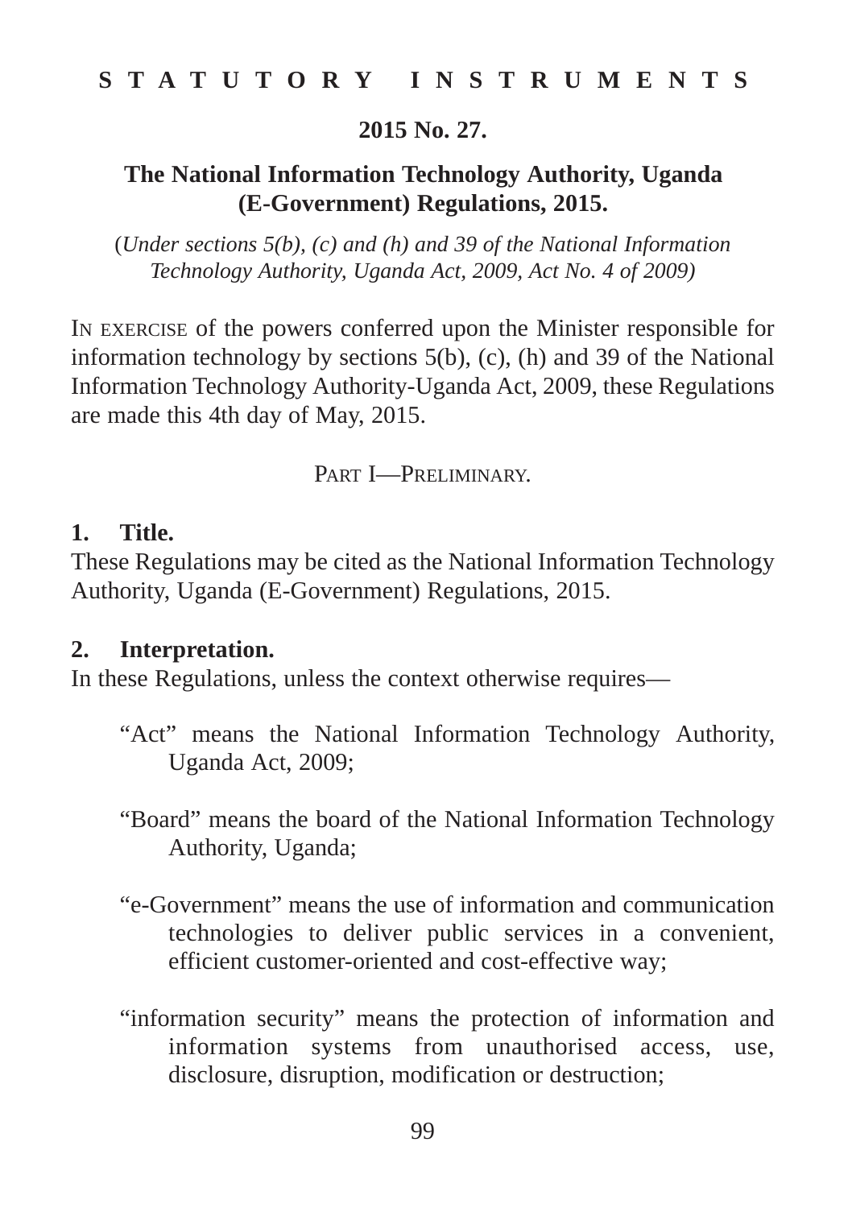**STATUTORY INSTRUMENTS**

**2015 No. 27.**

# The National Information Technology Authority, Uganda (E-Government) Regulations, 2015.

(*Under sections 5(b), (c) and (h) and 39 of the National Information Technology Authority, Uganda Act, 2009, Act No. 4 of 2009)*

IN EXERCISE of the powers conferred upon the Minister responsible for information technology by sections 5(b), (c), (h) and 39 of the National Information Technology Authority-Uganda Act, 2009, these Regulations are made this 4th day of May, 2015.

## PART I—PRELIMINARY.

### 1. Title.

These Regulations may be cited as the National Information Technology Authority, Uganda (E-Government) Regulations, 2015.

### 2. Interpretation.

In these Regulations, unless the context otherwise requires—

“Act” means the National Information Technology Authority, Uganda Act, 2009;

“Board” means the board of the National Information Technology Authority, Uganda;

“e-Government” means the use of information and communication technologies to deliver public services in a convenient, efficient customer-oriented and cost-effective way;

“information security” means the protection of information and information systems from unauthorised access, use, disclosure, disruption, modification or destruction;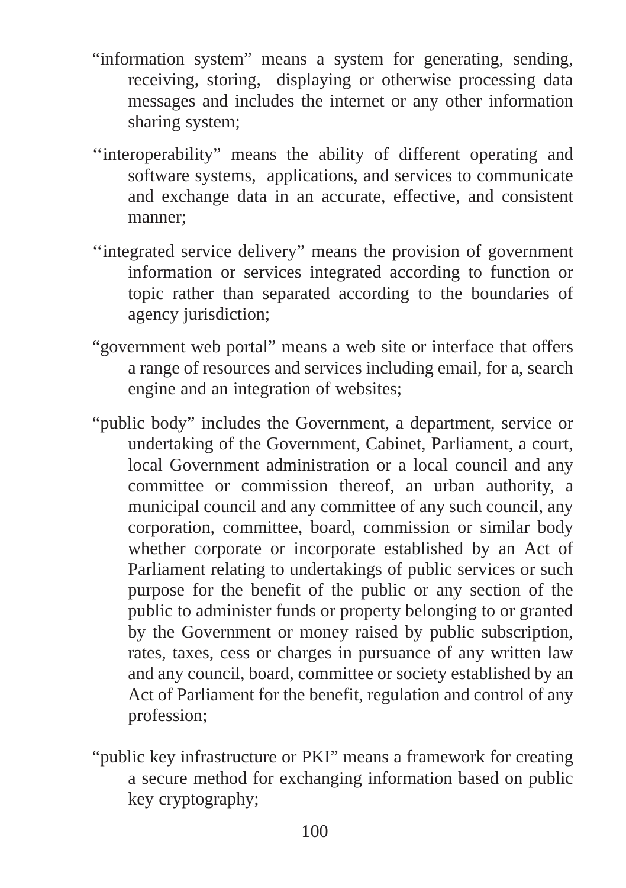"information system" means a system for generating, sending, receiving, storing, displaying or otherwise processing data messages and includes the internet or any other information sharing system;

''interoperability" means the ability of different operating and software systems, applications, and services to communicate and exchange data in an accurate, effective, and consistent manner;

''integrated service delivery" means the provision of government information or services integrated according to function or topic rather than separated according to the boundaries of agency jurisdiction;

"government web portal" means a web site or interface that offers a range of resources and services including email, for a, search engine and an integration of websites;

"public body" includes the Government, a department, service or undertaking of the Government, Cabinet, Parliament, a court, local Government administration or a local council and any committee or commission thereof, an urban authority, a municipal council and any committee of any such council, any corporation, committee, board, commission or similar body whether corporate or incorporate established by an Act of Parliament relating to undertakings of public services or such purpose for the benefit of the public or any section of the public to administer funds or property belonging to or granted by the Government or money raised by public subscription, rates, taxes, cess or charges in pursuance of any written law and any council, board, committee or society established by an Act of Parliament for the benefit, regulation and control of any profession;

"public key infrastructure or PKI" means a framework for creating a secure method for exchanging information based on public key cryptography;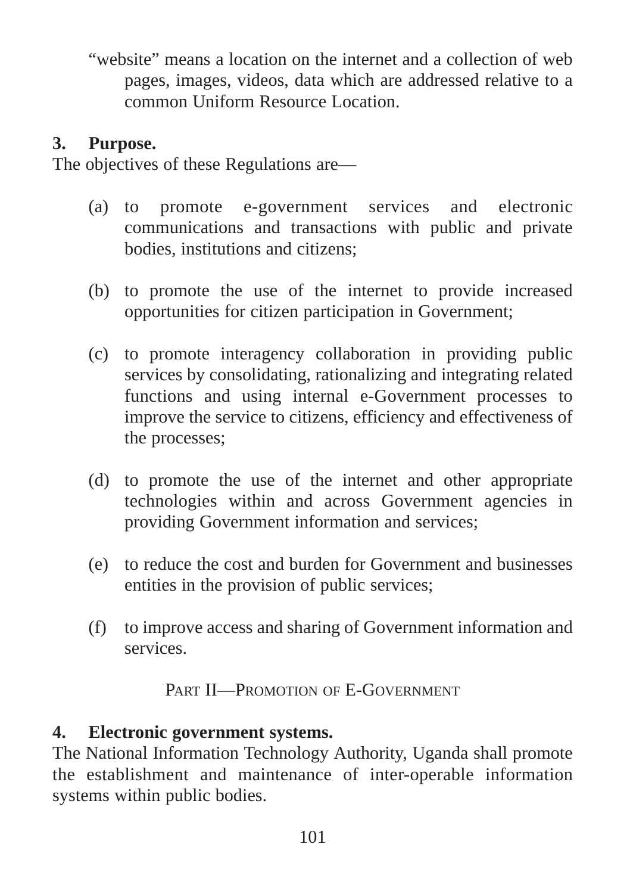"website" means a location on the internet and a collection of web pages, images, videos, data which are addressed relative to a common Uniform Resource Location.

**3. Purpose.**

The objectives of these Regulations are—

(a) to promote e-government services and electronic communications and transactions with public and private bodies, institutions and citizens;

(b) to promote the use of the internet to provide increased opportunities for citizen participation in Government;

(c) to promote interagency collaboration in providing public services by consolidating, rationalizing and integrating related functions and using internal e-Government processes to improve the service to citizens, efficiency and effectiveness of the processes;

(d) to promote the use of the internet and other appropriate technologies within and across Government agencies in providing Government information and services;

(e) to reduce the cost and burden for Government and businesses entities in the provision of public services;

(f) to improve access and sharing of Government information and services.

## PART II—PROMOTION OF E-GOVERNMENT

**4. Electronic government systems.**

The National Information Technology Authority, Uganda shall promote the establishment and maintenance of inter-operable information systems within public bodies.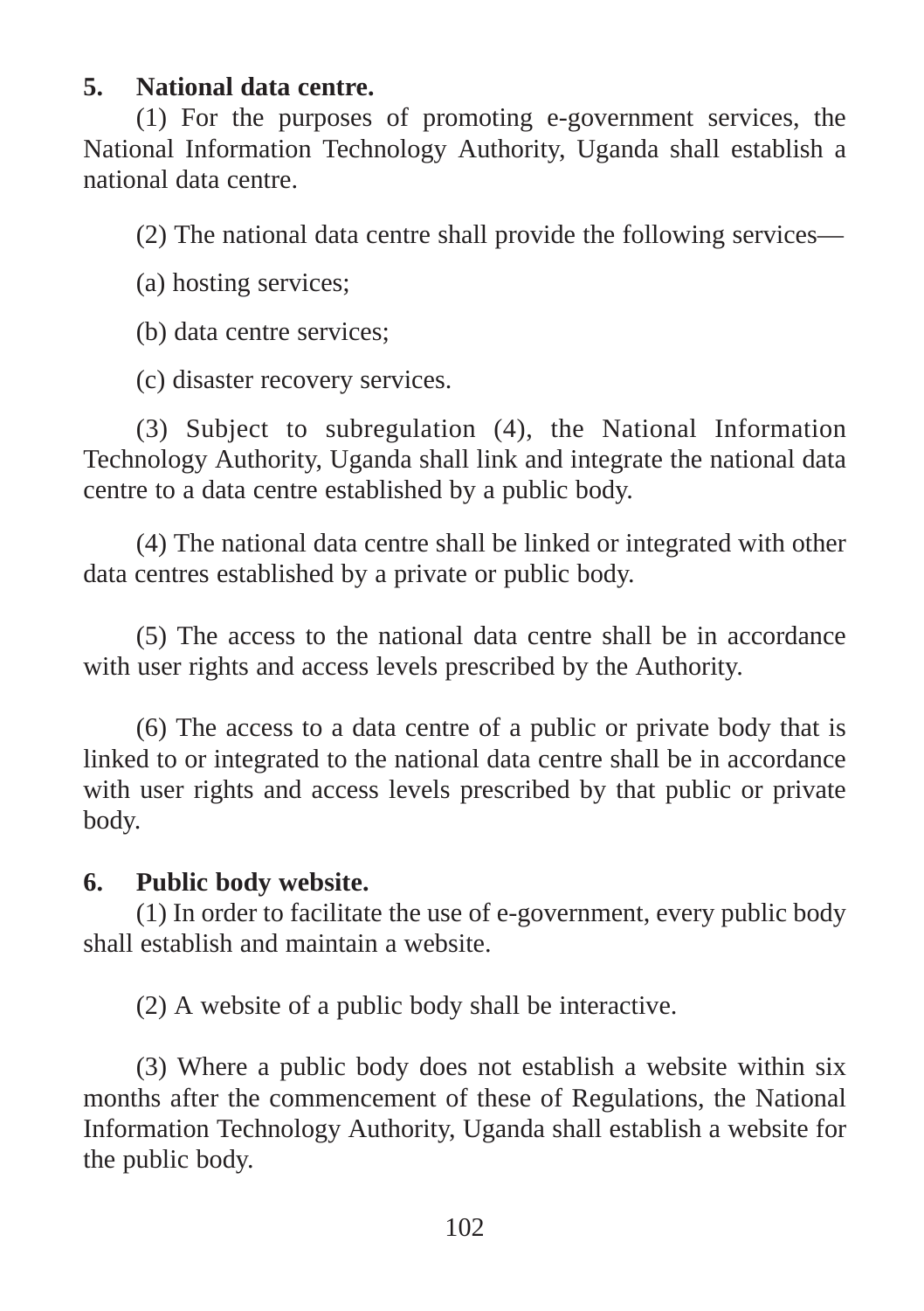**5. National data centre.**

(1) For the purposes of promoting e-government services, the National Information Technology Authority, Uganda shall establish a national data centre.

(2) The national data centre shall provide the following services—

(a) hosting services;

(b) data centre services;

(c) disaster recovery services.

(3) Subject to subregulation (4), the National Information Technology Authority, Uganda shall link and integrate the national data centre to a data centre established by a public body.

(4) The national data centre shall be linked or integrated with other data centres established by a private or public body.

(5) The access to the national data centre shall be in accordance with user rights and access levels prescribed by the Authority.

(6) The access to a data centre of a public or private body that is linked to or integrated to the national data centre shall be in accordance with user rights and access levels prescribed by that public or private body.

**6. Public body website.**

(1) In order to facilitate the use of e-government, every public body shall establish and maintain a website.

(2) A website of a public body shall be interactive.

(3) Where a public body does not establish a website within six months after the commencement of these of Regulations, the National Information Technology Authority, Uganda shall establish a website for the public body.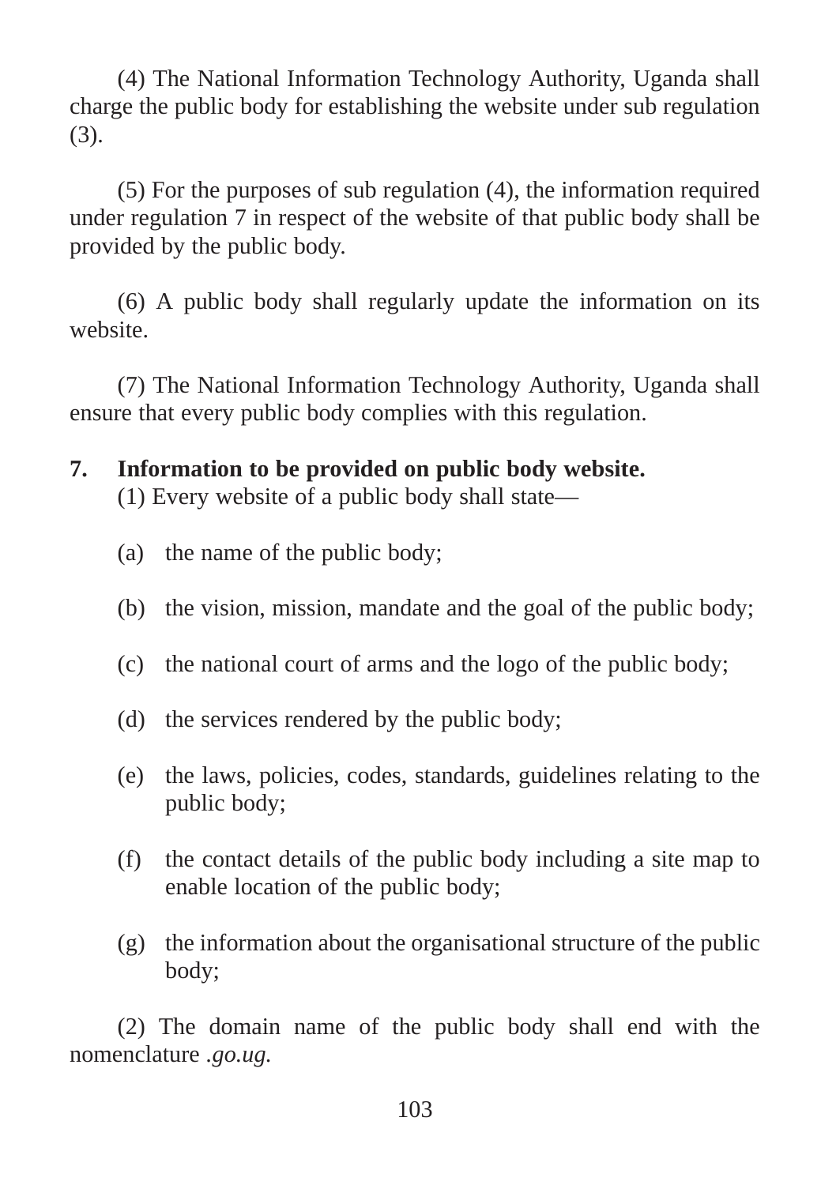(4) The National Information Technology Authority, Uganda shall charge the public body for establishing the website under sub regulation (3).

(5) For the purposes of sub regulation (4), the information required under regulation 7 in respect of the website of that public body shall be provided by the public body.

(6) A public body shall regularly update the information on its website.

(7) The National Information Technology Authority, Uganda shall ensure that every public body complies with this regulation.

**7. Information to be provided on public body website.**

(1) Every website of a public body shall state—

(a) the name of the public body;

(b) the vision, mission, mandate and the goal of the public body;

(c) the national court of arms and the logo of the public body;

(d) the services rendered by the public body;

(e) the laws, policies, codes, standards, guidelines relating to the public body;

(f) the contact details of the public body including a site map to enable location of the public body;

(g) the information about the organisational structure of the public body;

(2) The domain name of the public body shall end with the nomenclature *.go.ug.*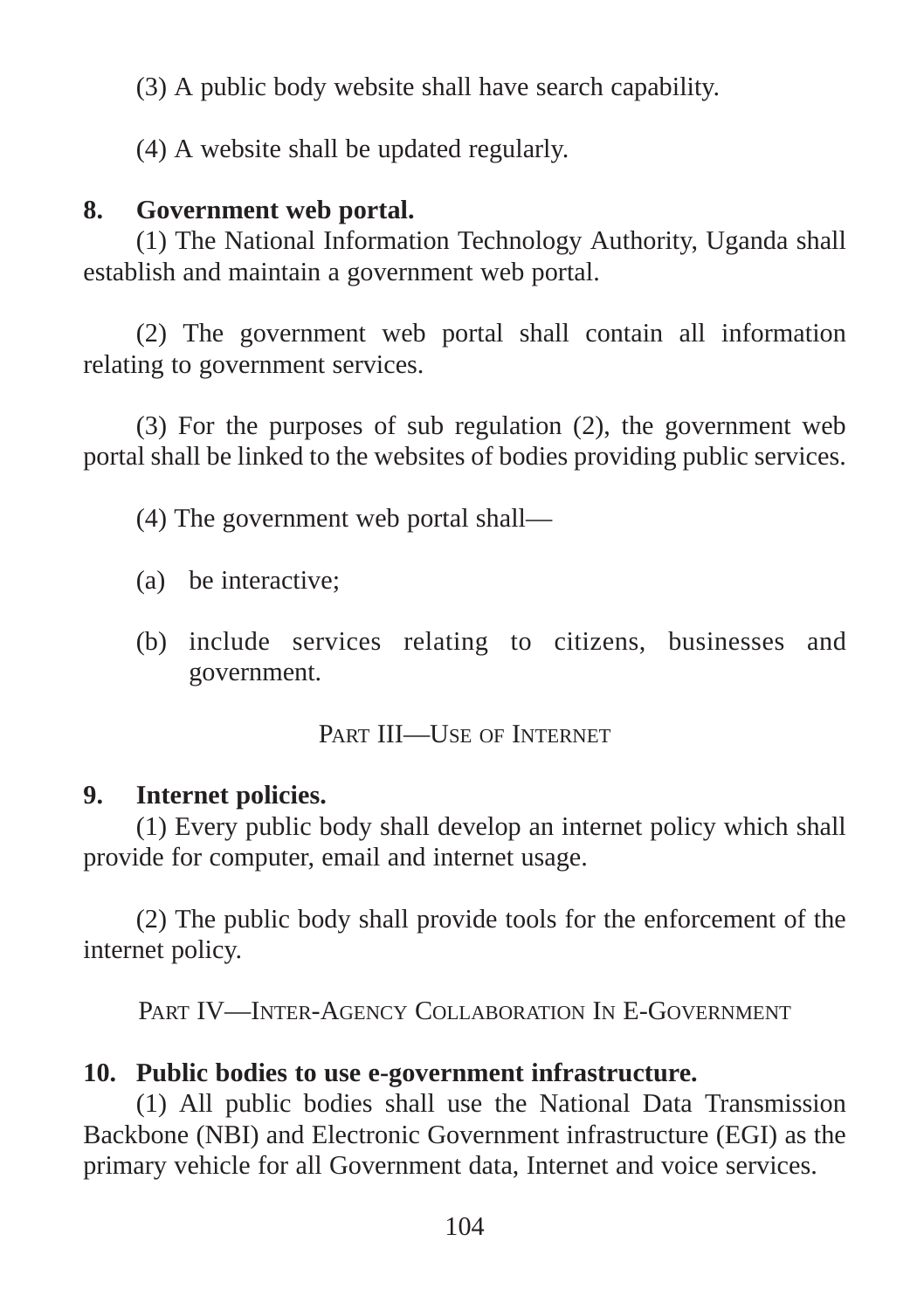(3) A public body website shall have search capability.

(4) A website shall be updated regularly.

**8. Government web portal.**

(1) The National Information Technology Authority, Uganda shall establish and maintain a government web portal.

(2) The government web portal shall contain all information relating to government services.

(3) For the purposes of sub regulation (2), the government web portal shall be linked to the websites of bodies providing public services.

(4) The government web portal shall—

(a) be interactive;

(b) include services relating to citizens, businesses and government.

## PART III—USE OF INTERNET

**9. Internet policies.**

(1) Every public body shall develop an internet policy which shall provide for computer, email and internet usage.

(2) The public body shall provide tools for the enforcement of the internet policy.

## PART IV—INTER-AGENCY COLLABORATION IN E-GOVERNMENT

**10. Public bodies to use e-government infrastructure.**

(1) All public bodies shall use the National Data Transmission Backbone (NBI) and Electronic Government infrastructure (EGI) as the primary vehicle for all Government data, Internet and voice services.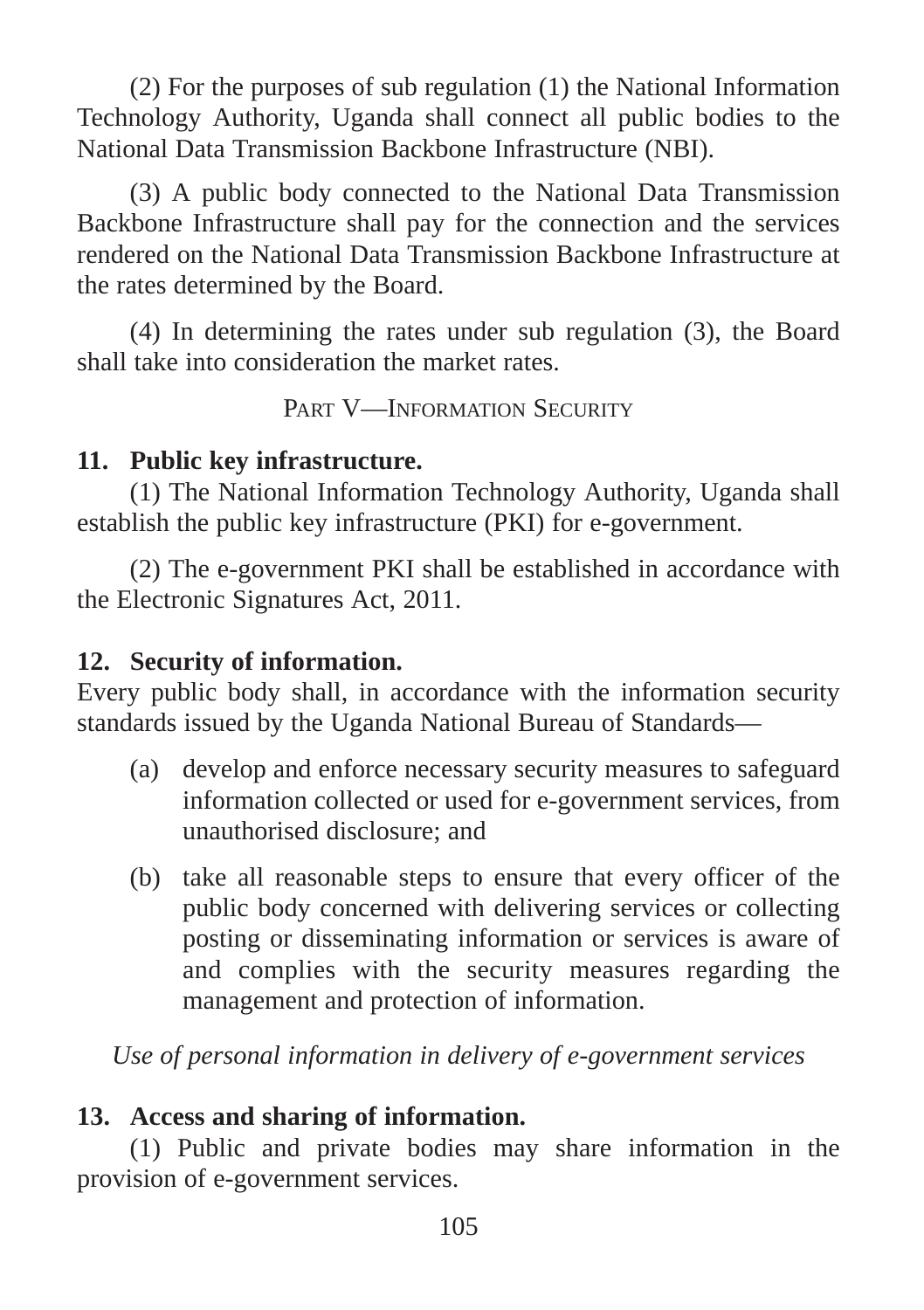(2) For the purposes of sub regulation (1) the National Information Technology Authority, Uganda shall connect all public bodies to the National Data Transmission Backbone Infrastructure (NBI).

(3) A public body connected to the National Data Transmission Backbone Infrastructure shall pay for the connection and the services rendered on the National Data Transmission Backbone Infrastructure at the rates determined by the Board.

(4) In determining the rates under sub regulation (3), the Board shall take into consideration the market rates.

## PART V—INFORMATION SECURITY

### 11. Public key infrastructure.

(1) The National Information Technology Authority, Uganda shall establish the public key infrastructure (PKI) for e-government.

(2) The e-government PKI shall be established in accordance with the Electronic Signatures Act, 2011.

### 12. Security of information.

Every public body shall, in accordance with the information security standards issued by the Uganda National Bureau of Standards—

(a) develop and enforce necessary security measures to safeguard information collected or used for e-government services, from unauthorised disclosure; and

(b) take all reasonable steps to ensure that every officer of the public body concerned with delivering services or collecting posting or disseminating information or services is aware of and complies with the security measures regarding the management and protection of information.

*Use of personal information in delivery of e-government services*

### 13. Access and sharing of information.

(1) Public and private bodies may share information in the provision of e-government services.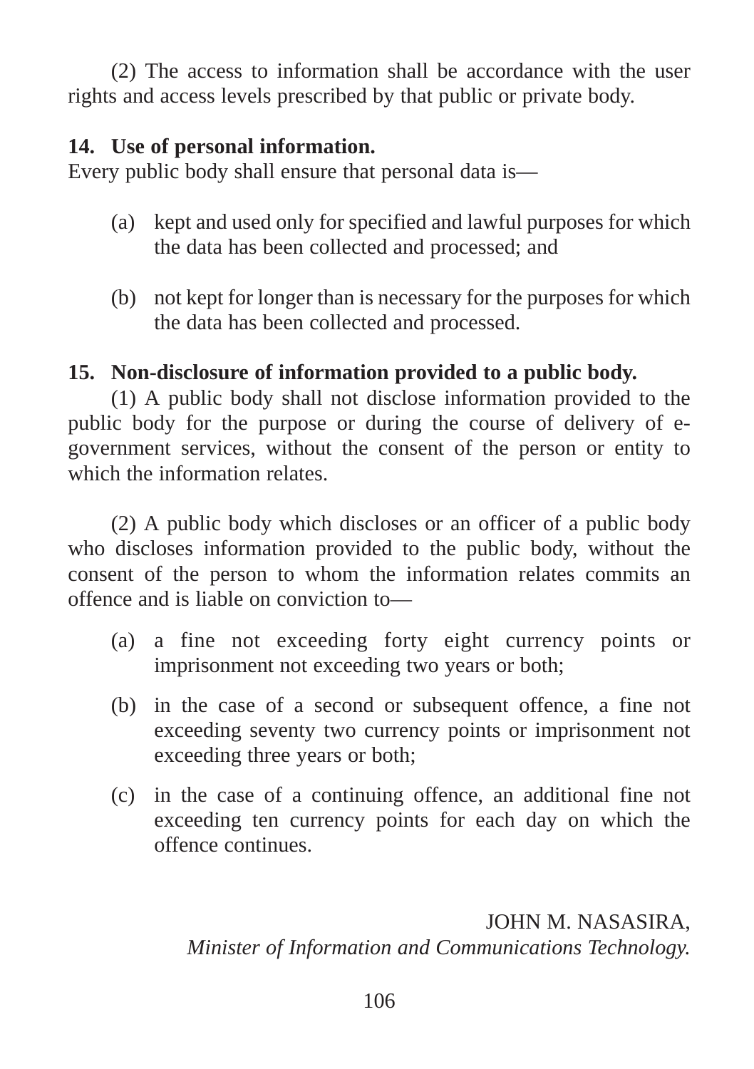(2) The access to information shall be accordance with the user rights and access levels prescribed by that public or private body.

**14. Use of personal information.**

Every public body shall ensure that personal data is—

(a) kept and used only for specified and lawful purposes for which the data has been collected and processed; and

(b) not kept for longer than is necessary for the purposes for which the data has been collected and processed.

**15. Non-disclosure of information provided to a public body.**

(1) A public body shall not disclose information provided to the public body for the purpose or during the course of delivery of e-government services, without the consent of the person or entity to which the information relates.

(2) A public body which discloses or an officer of a public body who discloses information provided to the public body, without the consent of the person to whom the information relates commits an offence and is liable on conviction to—

(a) a fine not exceeding forty eight currency points or imprisonment not exceeding two years or both;

(b) in the case of a second or subsequent offence, a fine not exceeding seventy two currency points or imprisonment not exceeding three years or both;

(c) in the case of a continuing offence, an additional fine not exceeding ten currency points for each day on which the offence continues.

JOHN M. NASASIRA,
*Minister of Information and Communications Technology.*